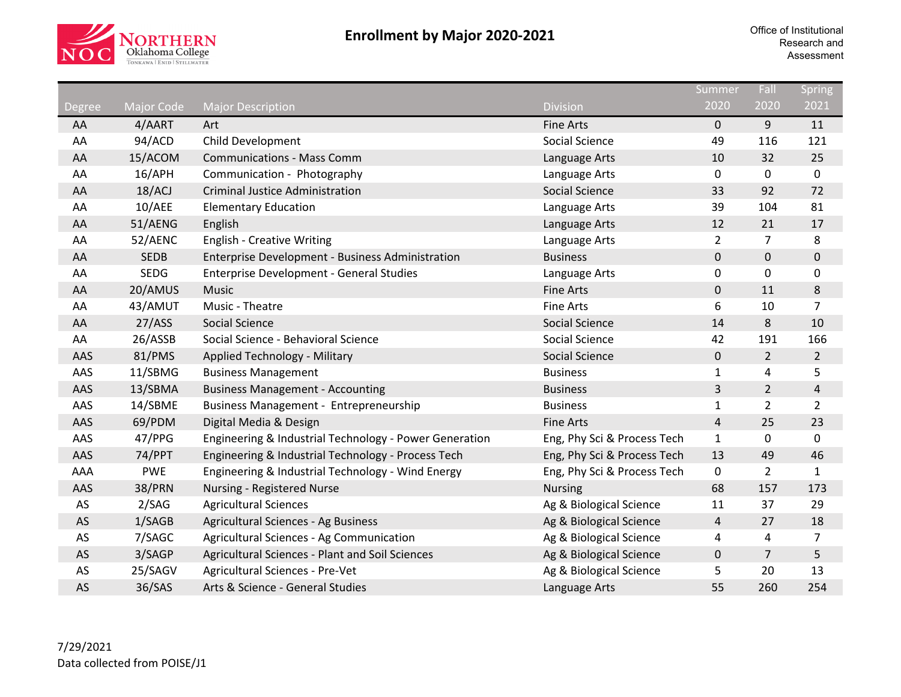# Enrollment by Major 2020-2021

Office of Institutional Research and Assessment

| Degree | Major Code | Major Description | Division | Summer 2020 | Fall 2020 | Spring 2021 |
|---|---|---|---|---|---|---|
| AA | 4/AART | Art | Fine Arts | 0 | 9 | 11 |
| AA | 94/ACD | Child Development | Social Science | 49 | 116 | 121 |
| AA | 15/ACOM | Communications - Mass Comm | Language Arts | 10 | 32 | 25 |
| AA | 16/APH | Communication - Photography | Language Arts | 0 | 0 | 0 |
| AA | 18/ACJ | Criminal Justice Administration | Social Science | 33 | 92 | 72 |
| AA | 10/AEE | Elementary Education | Language Arts | 39 | 104 | 81 |
| AA | 51/AENG | English | Language Arts | 12 | 21 | 17 |
| AA | 52/AENC | English - Creative Writing | Language Arts | 2 | 7 | 8 |
| AA | SEDB | Enterprise Development - Business Administration | Business | 0 | 0 | 0 |
| AA | SEDG | Enterprise Development - General Studies | Language Arts | 0 | 0 | 0 |
| AA | 20/AMUS | Music | Fine Arts | 0 | 11 | 8 |
| AA | 43/AMUT | Music - Theatre | Fine Arts | 6 | 10 | 7 |
| AA | 27/ASS | Social Science | Social Science | 14 | 8 | 10 |
| AA | 26/ASSB | Social Science - Behavioral Science | Social Science | 42 | 191 | 166 |
| AAS | 81/PMS | Applied Technology - Military | Social Science | 0 | 2 | 2 |
| AAS | 11/SBMG | Business Management | Business | 1 | 4 | 5 |
| AAS | 13/SBMA | Business Management - Accounting | Business | 3 | 2 | 4 |
| AAS | 14/SBME | Business Management - Entrepreneurship | Business | 1 | 2 | 2 |
| AAS | 69/PDM | Digital Media & Design | Fine Arts | 4 | 25 | 23 |
| AAS | 47/PPG | Engineering & Industrial Technology - Power Generation | Eng, Phy Sci & Process Tech | 1 | 0 | 0 |
| AAS | 74/PPT | Engineering & Industrial Technology - Process Tech | Eng, Phy Sci & Process Tech | 13 | 49 | 46 |
| AAA | PWE | Engineering & Industrial Technology - Wind Energy | Eng, Phy Sci & Process Tech | 0 | 2 | 1 |
| AAS | 38/PRN | Nursing - Registered Nurse | Nursing | 68 | 157 | 173 |
| AS | 2/SAG | Agricultural Sciences | Ag & Biological Science | 11 | 37 | 29 |
| AS | 1/SAGB | Agricultural Sciences - Ag Business | Ag & Biological Science | 4 | 27 | 18 |
| AS | 7/SAGC | Agricultural Sciences - Ag Communication | Ag & Biological Science | 4 | 4 | 7 |
| AS | 3/SAGP | Agricultural Sciences - Plant and Soil Sciences | Ag & Biological Science | 0 | 7 | 5 |
| AS | 25/SAGV | Agricultural Sciences - Pre-Vet | Ag & Biological Science | 5 | 20 | 13 |
| AS | 36/SAS | Arts & Science - General Studies | Language Arts | 55 | 260 | 254 |

7/29/2021
Data collected from POISE/J1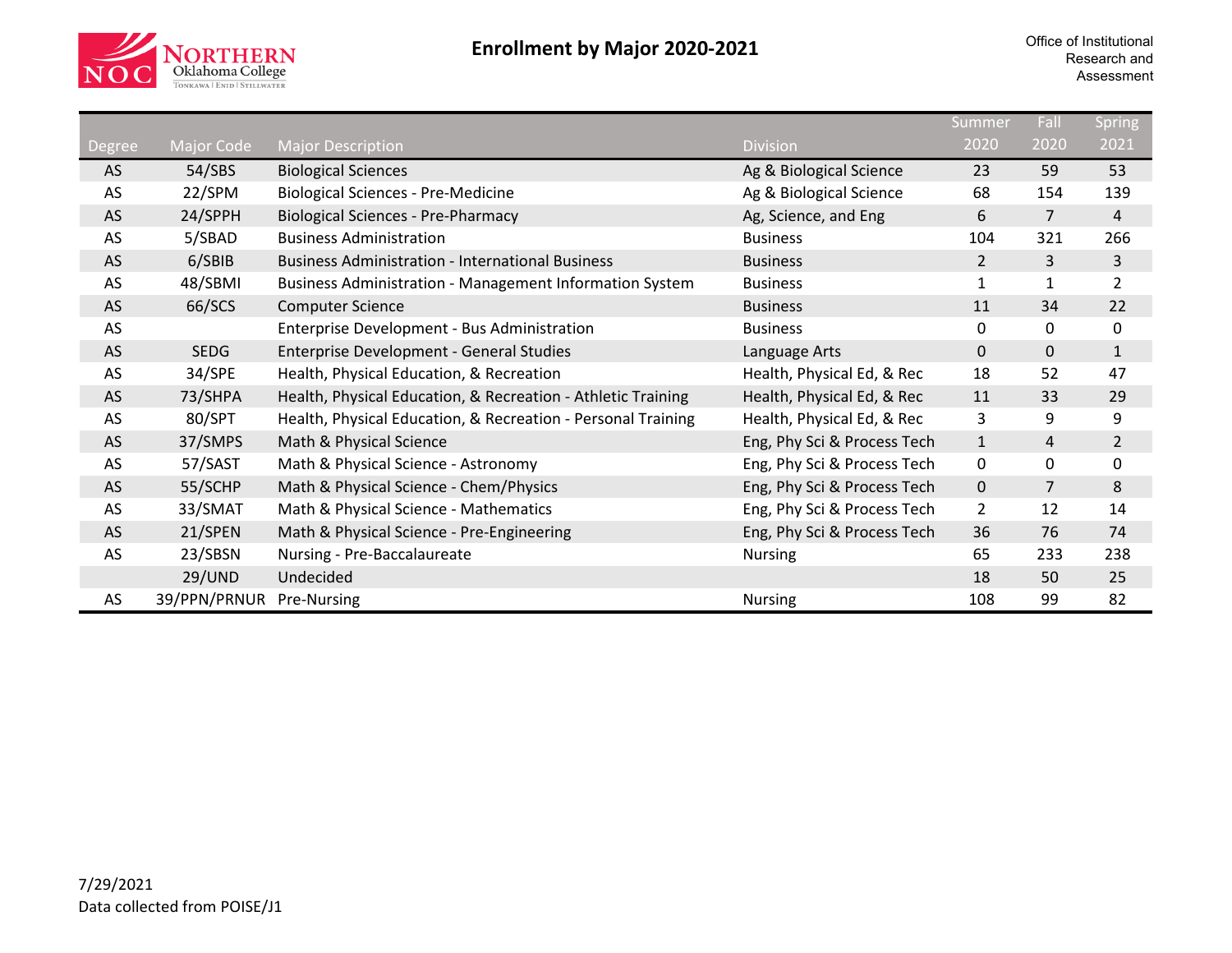# Enrollment by Major 2020-2021

Office of Institutional Research and Assessment

| Degree | Major Code | Major Description | Division | Summer 2020 | Fall 2020 | Spring 2021 |
|---|---|---|---|---|---|---|
| AS | 54/SBS | Biological Sciences | Ag & Biological Science | 23 | 59 | 53 |
| AS | 22/SPM | Biological Sciences - Pre-Medicine | Ag & Biological Science | 68 | 154 | 139 |
| AS | 24/SPPH | Biological Sciences - Pre-Pharmacy | Ag, Science, and Eng | 6 | 7 | 4 |
| AS | 5/SBAD | Business Administration | Business | 104 | 321 | 266 |
| AS | 6/SBIB | Business Administration - International Business | Business | 2 | 3 | 3 |
| AS | 48/SBMI | Business Administration - Management Information System | Business | 1 | 1 | 2 |
| AS | 66/SCS | Computer Science | Business | 11 | 34 | 22 |
| AS | | Enterprise Development - Bus Administration | Business | 0 | 0 | 0 |
| AS | SEDG | Enterprise Development - General Studies | Language Arts | 0 | 0 | 1 |
| AS | 34/SPE | Health, Physical Education, & Recreation | Health, Physical Ed, & Rec | 18 | 52 | 47 |
| AS | 73/SHPA | Health, Physical Education, & Recreation - Athletic Training | Health, Physical Ed, & Rec | 11 | 33 | 29 |
| AS | 80/SPT | Health, Physical Education, & Recreation - Personal Training | Health, Physical Ed, & Rec | 3 | 9 | 9 |
| AS | 37/SMPS | Math & Physical Science | Eng, Phy Sci & Process Tech | 1 | 4 | 2 |
| AS | 57/SAST | Math & Physical Science - Astronomy | Eng, Phy Sci & Process Tech | 0 | 0 | 0 |
| AS | 55/SCHP | Math & Physical Science - Chem/Physics | Eng, Phy Sci & Process Tech | 0 | 7 | 8 |
| AS | 33/SMAT | Math & Physical Science - Mathematics | Eng, Phy Sci & Process Tech | 2 | 12 | 14 |
| AS | 21/SPEN | Math & Physical Science - Pre-Engineering | Eng, Phy Sci & Process Tech | 36 | 76 | 74 |
| AS | 23/SBSN | Nursing - Pre-Baccalaureate | Nursing | 65 | 233 | 238 |
| | 29/UND | Undecided | | 18 | 50 | 25 |
| AS | 39/PPN/PRNUR | Pre-Nursing | Nursing | 108 | 99 | 82 |

7/29/2021

Data collected from POISE/J1